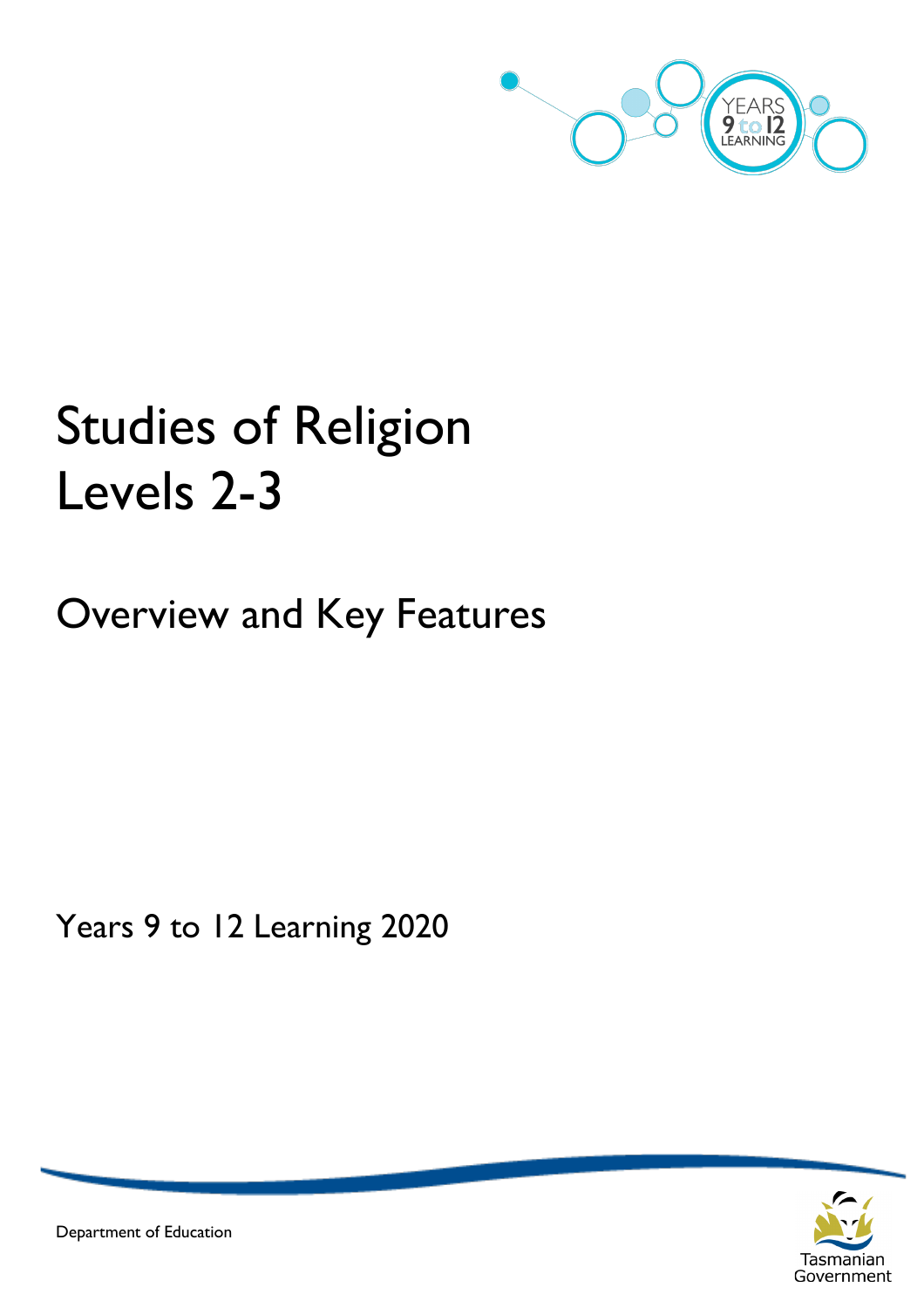# Studies of Religion Levels 2-3

## Overview and Key Features

Years 9 to 12 Learning 2020

Department of Education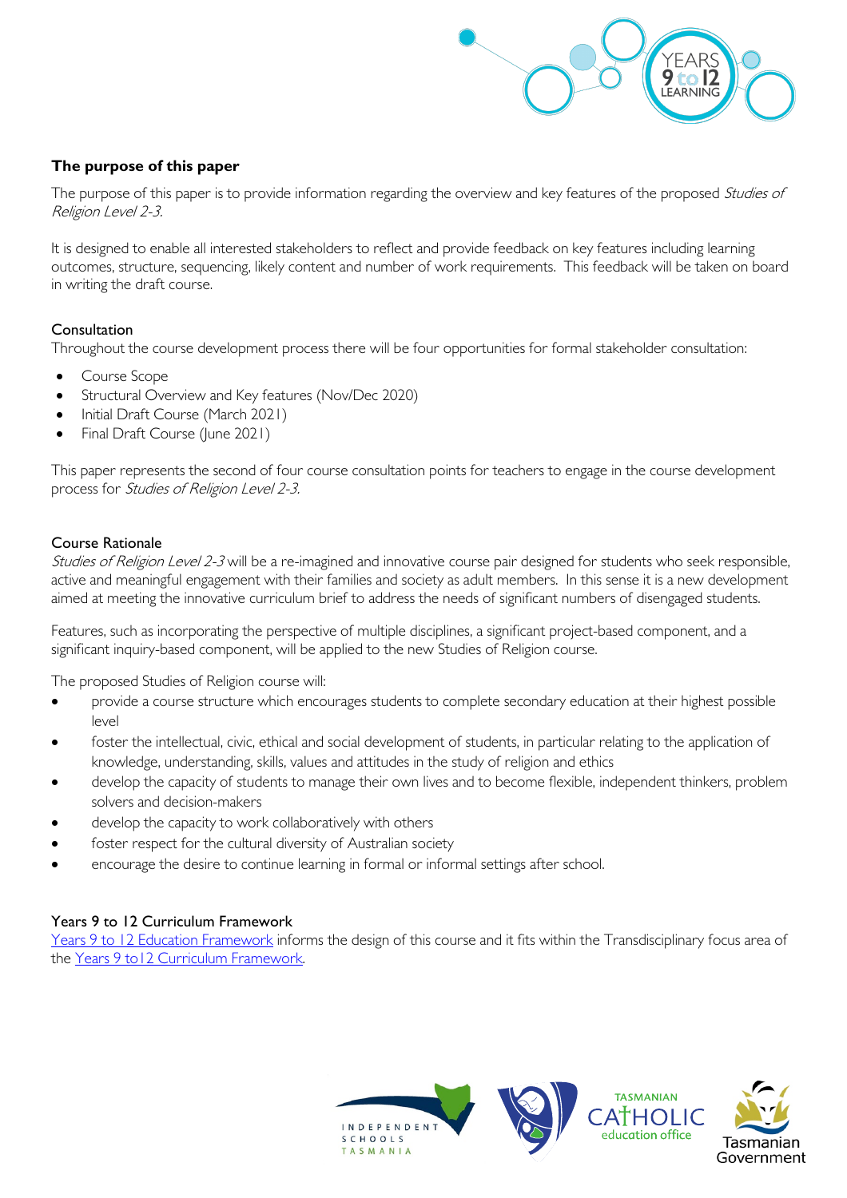## The purpose of this paper

The purpose of this paper is to provide information regarding the overview and key features of the proposed *Studies of Religion Level 2-3.*

It is designed to enable all interested stakeholders to reflect and provide feedback on key features including learning outcomes, structure, sequencing, likely content and number of work requirements. This feedback will be taken on board in writing the draft course.

### Consultation

Throughout the course development process there will be four opportunities for formal stakeholder consultation:

- Course Scope
- Structural Overview and Key features (Nov/Dec 2020)
- Initial Draft Course (March 2021)
- Final Draft Course (June 2021)

This paper represents the second of four course consultation points for teachers to engage in the course development process for *Studies of Religion Level 2-3.*

### Course Rationale

*Studies of Religion Level 2-3* will be a re-imagined and innovative course pair designed for students who seek responsible, active and meaningful engagement with their families and society as adult members. In this sense it is a new development aimed at meeting the innovative curriculum brief to address the needs of significant numbers of disengaged students.

Features, such as incorporating the perspective of multiple disciplines, a significant project-based component, and a significant inquiry-based component, will be applied to the new Studies of Religion course.

The proposed Studies of Religion course will:

- provide a course structure which encourages students to complete secondary education at their highest possible level
- foster the intellectual, civic, ethical and social development of students, in particular relating to the application of knowledge, understanding, skills, values and attitudes in the study of religion and ethics
- develop the capacity of students to manage their own lives and to become flexible, independent thinkers, problem solvers and decision-makers
- develop the capacity to work collaboratively with others
- foster respect for the cultural diversity of Australian society
- encourage the desire to continue learning in formal or informal settings after school.

### Years 9 to 12 Curriculum Framework

[Years 9 to 12 Education Framework] informs the design of this course and it fits within the Transdisciplinary focus area of the [Years 9 to12 Curriculum Framework].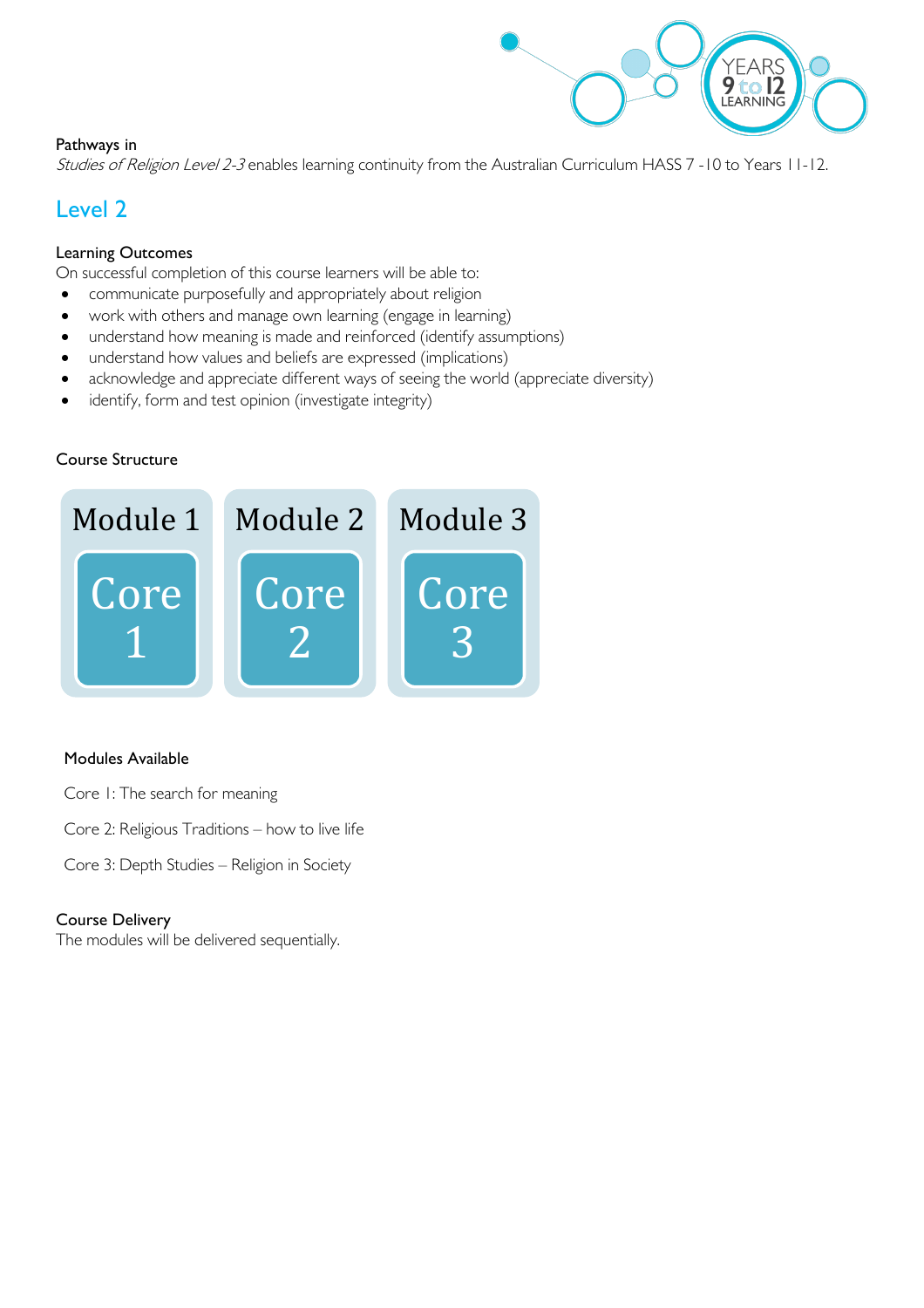Pathways in

*Studies of Religion Level 2-3* enables learning continuity from the Australian Curriculum HASS 7 -10 to Years 11-12.

## Level 2

### Learning Outcomes

On successful completion of this course learners will be able to:

- communicate purposefully and appropriately about religion
- work with others and manage own learning (engage in learning)
- understand how meaning is made and reinforced (identify assumptions)
- understand how values and beliefs are expressed (implications)
- acknowledge and appreciate different ways of seeing the world (appreciate diversity)
- identify, form and test opinion (investigate integrity)

### Course Structure

| Module 1 | Module 2 | Module 3 |
|---|---|---|
| Core 1 | Core 2 | Core 3 |

### Modules Available

Core 1: The search for meaning

Core 2: Religious Traditions – how to live life

Core 3: Depth Studies – Religion in Society

### Course Delivery

The modules will be delivered sequentially.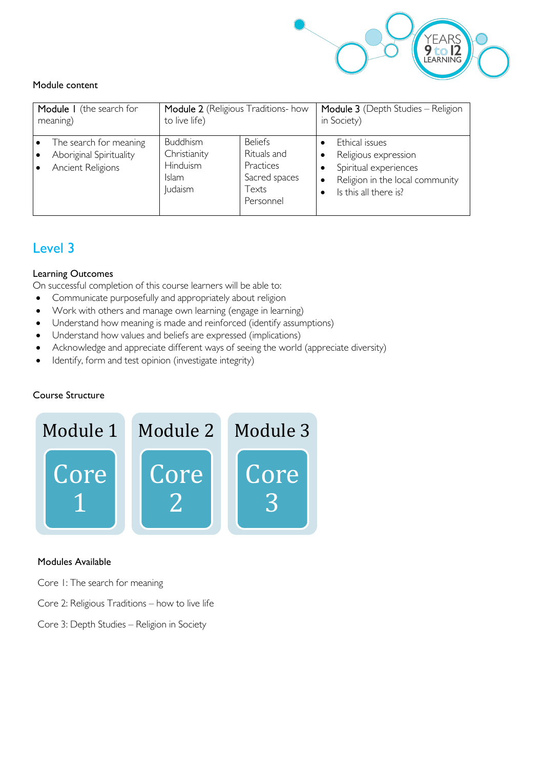Module content

| Module 1 (the search for meaning) | Module 2 (Religious Traditions- how to live life) | | Module 3 (Depth Studies – Religion in Society) |
|---|---|---|---|
| • The search for meaning<br>• Aboriginal Spirituality<br>• Ancient Religions | Buddhism<br>Christianity<br>Hinduism<br>Islam<br>Judaism | Beliefs<br>Rituals and Practices<br>Sacred spaces<br>Texts<br>Personnel | • Ethical issues<br>• Religious expression<br>• Spiritual experiences<br>• Religion in the local community<br>• Is this all there is? |

## Level 3

**Learning Outcomes**

On successful completion of this course learners will be able to:

- Communicate purposefully and appropriately about religion
- Work with others and manage own learning (engage in learning)
- Understand how meaning is made and reinforced (identify assumptions)
- Understand how values and beliefs are expressed (implications)
- Acknowledge and appreciate different ways of seeing the world (appreciate diversity)
- Identify, form and test opinion (investigate integrity)

**Course Structure**

| Module 1 | Module 2 | Module 3 |
|---|---|---|
| Core 1 | Core 2 | Core 3 |

**Modules Available**

Core 1: The search for meaning

Core 2: Religious Traditions – how to live life

Core 3: Depth Studies – Religion in Society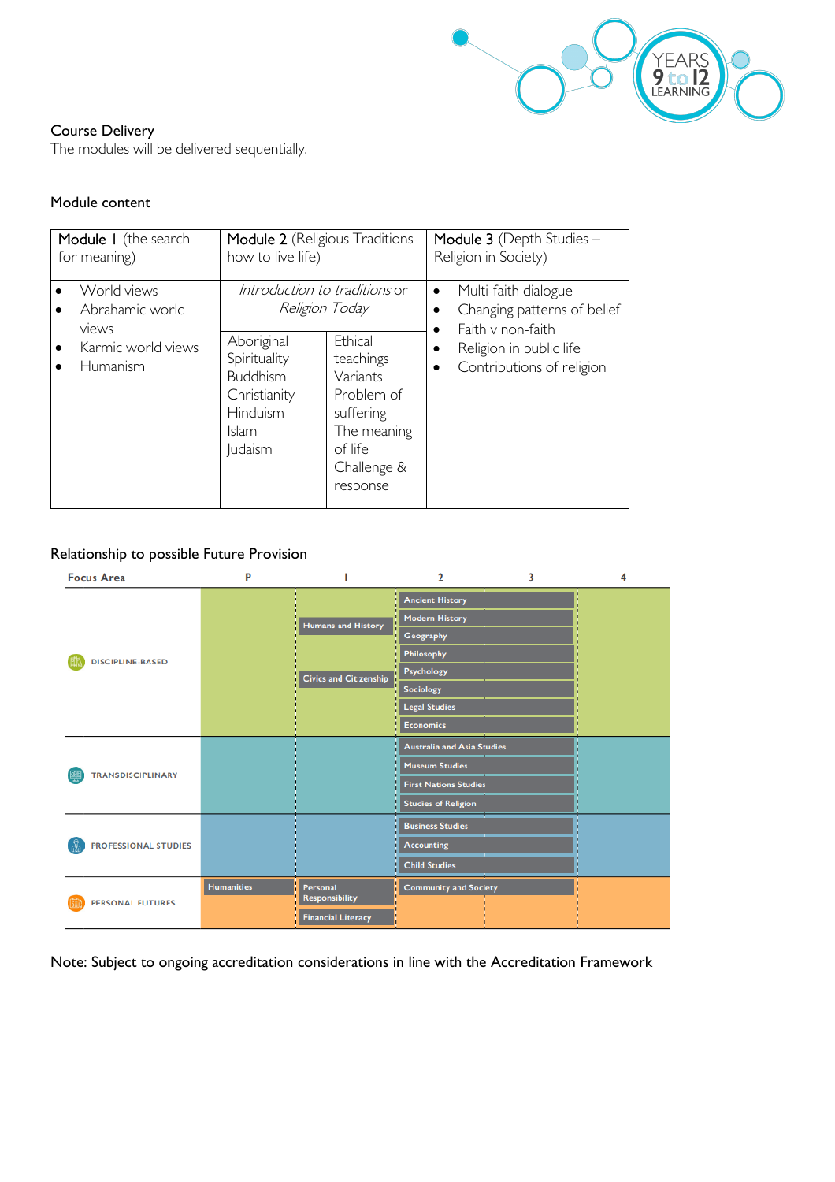Course Delivery

The modules will be delivered sequentially.

Module content

| Module 1 (the search for meaning) | Module 2 (Religious Traditions- how to live life) | | Module 3 (Depth Studies – Religion in Society) |
|---|---|---|---|
| • World views<br>• Abrahamic world views<br>• Karmic world views<br>• Humanism | *Introduction to traditions or Religion Today* | | • Multi-faith dialogue<br>• Changing patterns of belief<br>• Faith v non-faith<br>• Religion in public life<br>• Contributions of religion |
| | Aboriginal Spirituality<br>Buddhism<br>Christianity<br>Hinduism<br>Islam<br>Judaism | Ethical teachings<br>Variants<br>Problem of suffering<br>The meaning of life<br>Challenge & response | |

Relationship to possible Future Provision

Focus Area

P

1

2

3

4

DISCIPLINE-BASED

Humans and History

Civics and Citizenship

Ancient History

Modern History

Geography

Philosophy

Psychology

Sociology

Legal Studies

Economics

TRANSDISCIPLINARY

Australia and Asia Studies

Museum Studies

First Nations Studies

Studies of Religion

PROFESSIONAL STUDIES

Business Studies

Accounting

Child Studies

PERSONAL FUTURES

Humanities

Personal Responsibility

Financial Literacy

Community and Society

Note: Subject to ongoing accreditation considerations in line with the Accreditation Framework